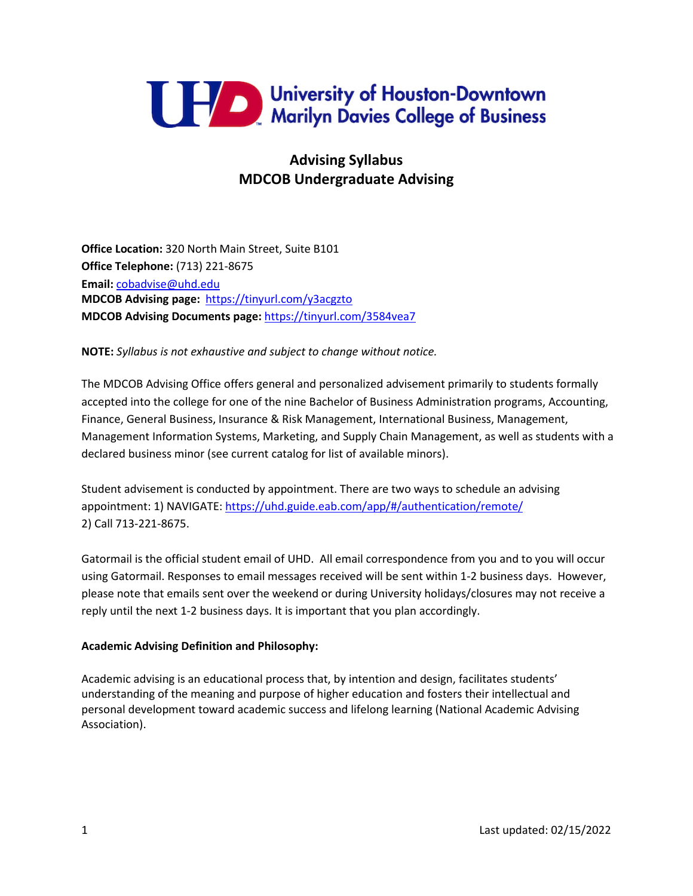University of Houston-Downtown
Marilyn Davies College of Business

# Advising Syllabus
# MDCOB Undergraduate Advising

**Office Location:** 320 North Main Street, Suite B101
**Office Telephone:** (713) 221-8675
**Email:** cobadvise@uhd.edu
**MDCOB Advising page:** https://tinyurl.com/y3acgzto
**MDCOB Advising Documents page:** https://tinyurl.com/3584vea7

**NOTE:** *Syllabus is not exhaustive and subject to change without notice.*

The MDCOB Advising Office offers general and personalized advisement primarily to students formally accepted into the college for one of the nine Bachelor of Business Administration programs, Accounting, Finance, General Business, Insurance & Risk Management, International Business, Management, Management Information Systems, Marketing, and Supply Chain Management, as well as students with a declared business minor (see current catalog for list of available minors).

Student advisement is conducted by appointment. There are two ways to schedule an advising appointment: 1) NAVIGATE: https://uhd.guide.eab.com/app/#/authentication/remote/
2) Call 713-221-8675.

Gatormail is the official student email of UHD. All email correspondence from you and to you will occur using Gatormail. Responses to email messages received will be sent within 1-2 business days. However, please note that emails sent over the weekend or during University holidays/closures may not receive a reply until the next 1-2 business days. It is important that you plan accordingly.

**Academic Advising Definition and Philosophy:**

Academic advising is an educational process that, by intention and design, facilitates students' understanding of the meaning and purpose of higher education and fosters their intellectual and personal development toward academic success and lifelong learning (National Academic Advising Association).

Last updated: 02/15/2022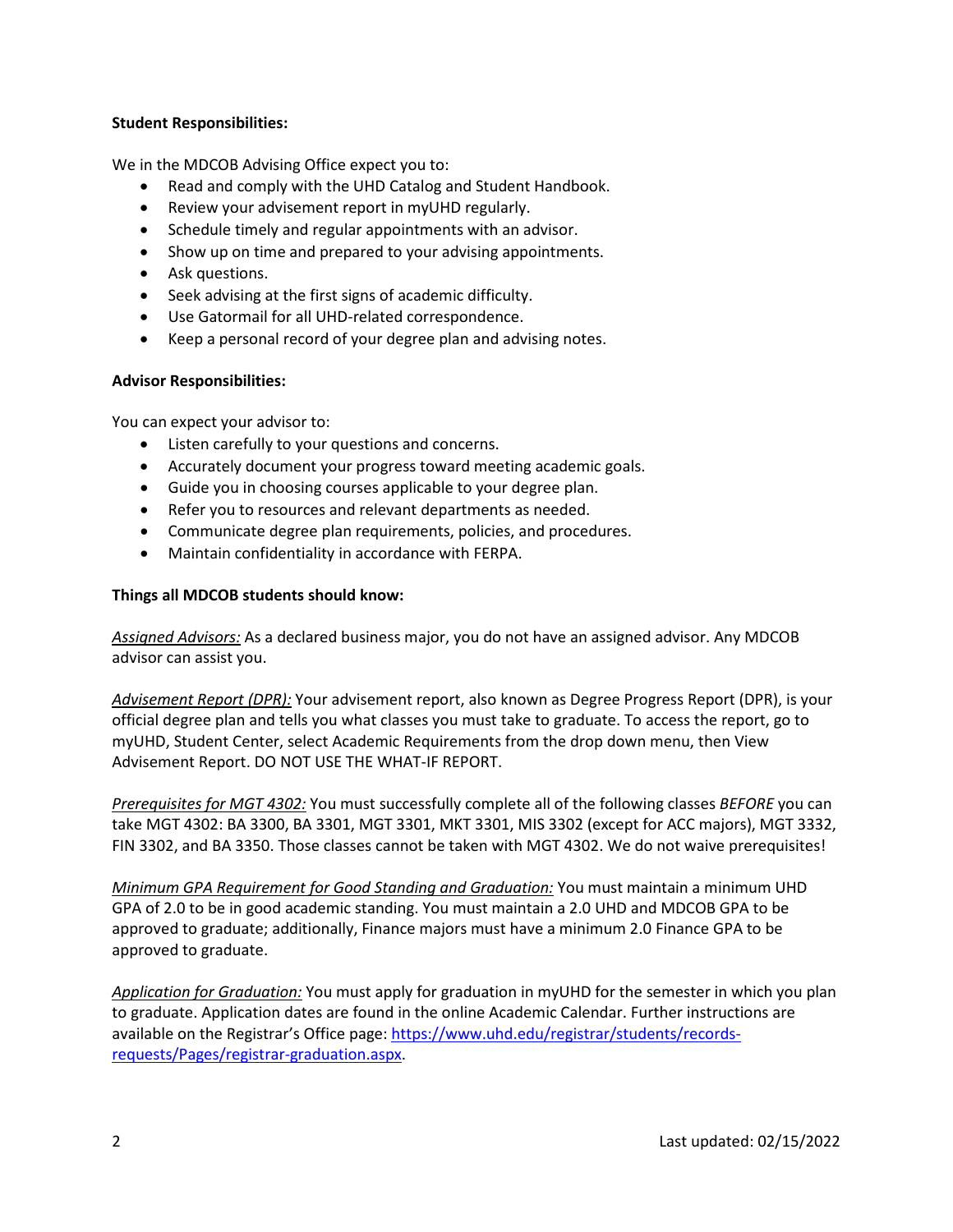**Student Responsibilities:**

We in the MDCOB Advising Office expect you to:

- Read and comply with the UHD Catalog and Student Handbook.
- Review your advisement report in myUHD regularly.
- Schedule timely and regular appointments with an advisor.
- Show up on time and prepared to your advising appointments.
- Ask questions.
- Seek advising at the first signs of academic difficulty.
- Use Gatormail for all UHD-related correspondence.
- Keep a personal record of your degree plan and advising notes.

**Advisor Responsibilities:**

You can expect your advisor to:

- Listen carefully to your questions and concerns.
- Accurately document your progress toward meeting academic goals.
- Guide you in choosing courses applicable to your degree plan.
- Refer you to resources and relevant departments as needed.
- Communicate degree plan requirements, policies, and procedures.
- Maintain confidentiality in accordance with FERPA.

**Things all MDCOB students should know:**

*Assigned Advisors:* As a declared business major, you do not have an assigned advisor. Any MDCOB advisor can assist you.

*Advisement Report (DPR):* Your advisement report, also known as Degree Progress Report (DPR), is your official degree plan and tells you what classes you must take to graduate. To access the report, go to myUHD, Student Center, select Academic Requirements from the drop down menu, then View Advisement Report. DO NOT USE THE WHAT-IF REPORT.

*Prerequisites for MGT 4302:* You must successfully complete all of the following classes *BEFORE* you can take MGT 4302: BA 3300, BA 3301, MGT 3301, MKT 3301, MIS 3302 (except for ACC majors), MGT 3332, FIN 3302, and BA 3350. Those classes cannot be taken with MGT 4302. We do not waive prerequisites!

*Minimum GPA Requirement for Good Standing and Graduation:* You must maintain a minimum UHD GPA of 2.0 to be in good academic standing. You must maintain a 2.0 UHD and MDCOB GPA to be approved to graduate; additionally, Finance majors must have a minimum 2.0 Finance GPA to be approved to graduate.

*Application for Graduation:* You must apply for graduation in myUHD for the semester in which you plan to graduate. Application dates are found in the online Academic Calendar. Further instructions are available on the Registrar's Office page: [https://www.uhd.edu/registrar/students/records-requests/Pages/registrar-graduation.aspx](https://www.uhd.edu/registrar/students/records-requests/Pages/registrar-graduation.aspx).

Last updated: 02/15/2022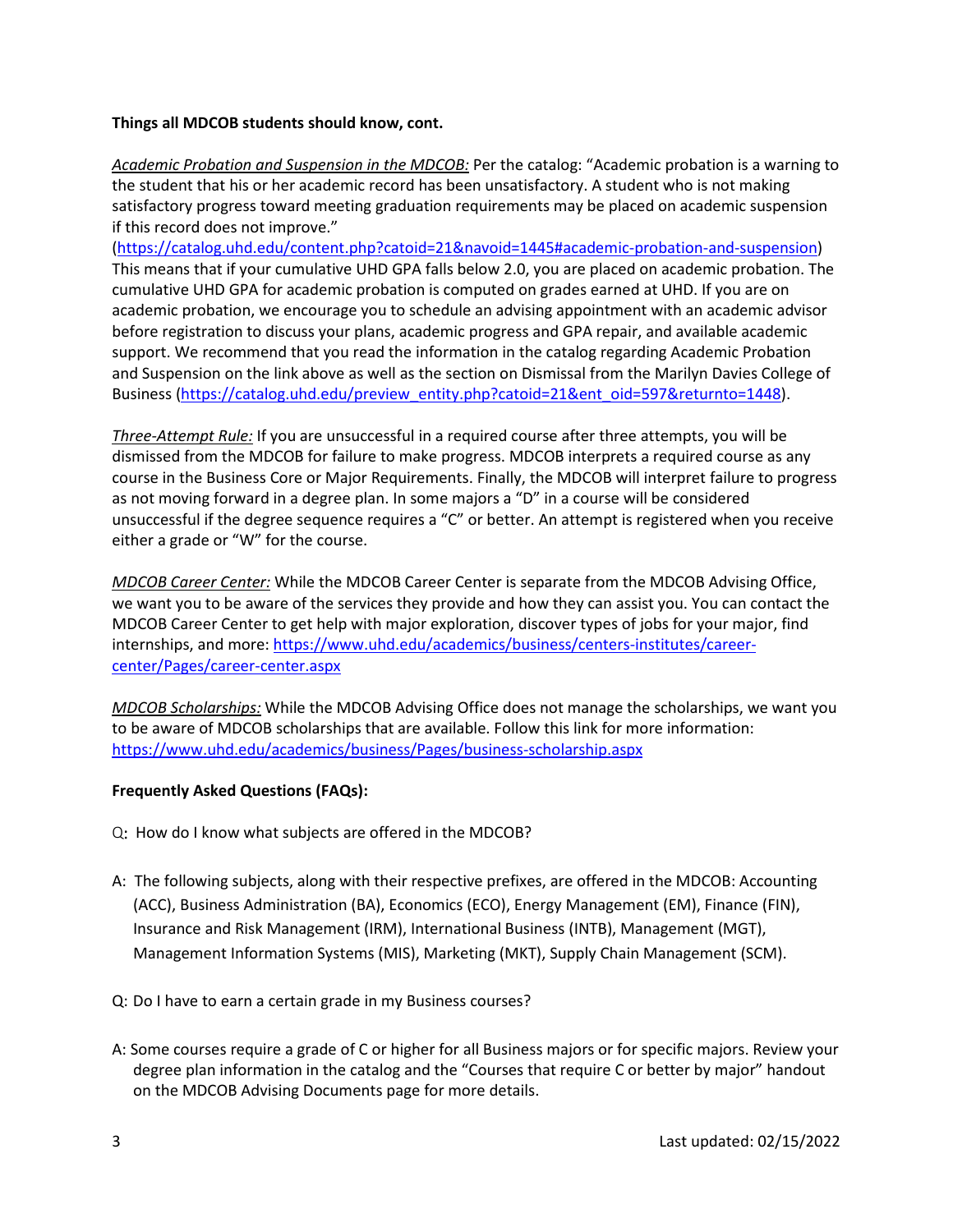**Things all MDCOB students should know, cont.**

*Academic Probation and Suspension in the MDCOB:* Per the catalog: "Academic probation is a warning to the student that his or her academic record has been unsatisfactory. A student who is not making satisfactory progress toward meeting graduation requirements may be placed on academic suspension if this record does not improve." (https://catalog.uhd.edu/content.php?catoid=21&navoid=1445#academic-probation-and-suspension) This means that if your cumulative UHD GPA falls below 2.0, you are placed on academic probation. The cumulative UHD GPA for academic probation is computed on grades earned at UHD. If you are on academic probation, we encourage you to schedule an advising appointment with an academic advisor before registration to discuss your plans, academic progress and GPA repair, and available academic support. We recommend that you read the information in the catalog regarding Academic Probation and Suspension on the link above as well as the section on Dismissal from the Marilyn Davies College of Business (https://catalog.uhd.edu/preview_entity.php?catoid=21&ent_oid=597&returnto=1448).

*Three-Attempt Rule:* If you are unsuccessful in a required course after three attempts, you will be dismissed from the MDCOB for failure to make progress. MDCOB interprets a required course as any course in the Business Core or Major Requirements. Finally, the MDCOB will interpret failure to progress as not moving forward in a degree plan. In some majors a "D" in a course will be considered unsuccessful if the degree sequence requires a "C" or better. An attempt is registered when you receive either a grade or "W" for the course.

*MDCOB Career Center:* While the MDCOB Career Center is separate from the MDCOB Advising Office, we want you to be aware of the services they provide and how they can assist you. You can contact the MDCOB Career Center to get help with major exploration, discover types of jobs for your major, find internships, and more: https://www.uhd.edu/academics/business/centers-institutes/career-center/Pages/career-center.aspx

*MDCOB Scholarships:* While the MDCOB Advising Office does not manage the scholarships, we want you to be aware of MDCOB scholarships that are available. Follow this link for more information: https://www.uhd.edu/academics/business/Pages/business-scholarship.aspx

**Frequently Asked Questions (FAQs):**

Q: How do I know what subjects are offered in the MDCOB?

A: The following subjects, along with their respective prefixes, are offered in the MDCOB: Accounting (ACC), Business Administration (BA), Economics (ECO), Energy Management (EM), Finance (FIN), Insurance and Risk Management (IRM), International Business (INTB), Management (MGT), Management Information Systems (MIS), Marketing (MKT), Supply Chain Management (SCM).

Q: Do I have to earn a certain grade in my Business courses?

A: Some courses require a grade of C or higher for all Business majors or for specific majors. Review your degree plan information in the catalog and the "Courses that require C or better by major" handout on the MDCOB Advising Documents page for more details.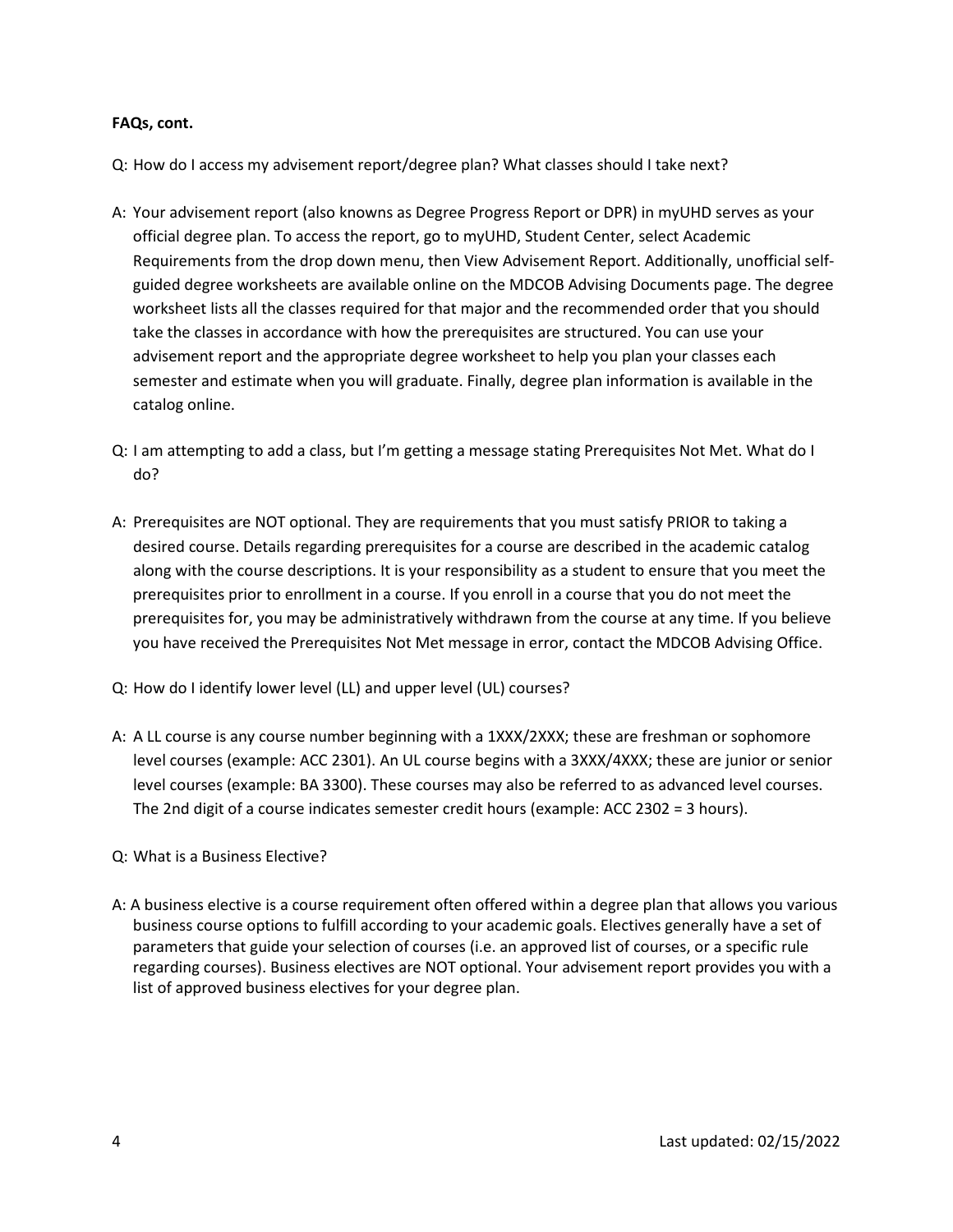**FAQs, cont.**

Q: How do I access my advisement report/degree plan? What classes should I take next?

A: Your advisement report (also knowns as Degree Progress Report or DPR) in myUHD serves as your official degree plan. To access the report, go to myUHD, Student Center, select Academic Requirements from the drop down menu, then View Advisement Report. Additionally, unofficial self-guided degree worksheets are available online on the MDCOB Advising Documents page. The degree worksheet lists all the classes required for that major and the recommended order that you should take the classes in accordance with how the prerequisites are structured. You can use your advisement report and the appropriate degree worksheet to help you plan your classes each semester and estimate when you will graduate. Finally, degree plan information is available in the catalog online.

Q: I am attempting to add a class, but I'm getting a message stating Prerequisites Not Met. What do I do?

A: Prerequisites are NOT optional. They are requirements that you must satisfy PRIOR to taking a desired course. Details regarding prerequisites for a course are described in the academic catalog along with the course descriptions. It is your responsibility as a student to ensure that you meet the prerequisites prior to enrollment in a course. If you enroll in a course that you do not meet the prerequisites for, you may be administratively withdrawn from the course at any time. If you believe you have received the Prerequisites Not Met message in error, contact the MDCOB Advising Office.

Q: How do I identify lower level (LL) and upper level (UL) courses?

A: A LL course is any course number beginning with a 1XXX/2XXX; these are freshman or sophomore level courses (example: ACC 2301). An UL course begins with a 3XXX/4XXX; these are junior or senior level courses (example: BA 3300). These courses may also be referred to as advanced level courses. The 2nd digit of a course indicates semester credit hours (example: ACC 2302 = 3 hours).

Q: What is a Business Elective?

A: A business elective is a course requirement often offered within a degree plan that allows you various business course options to fulfill according to your academic goals. Electives generally have a set of parameters that guide your selection of courses (i.e. an approved list of courses, or a specific rule regarding courses). Business electives are NOT optional. Your advisement report provides you with a list of approved business electives for your degree plan.

Last updated: 02/15/2022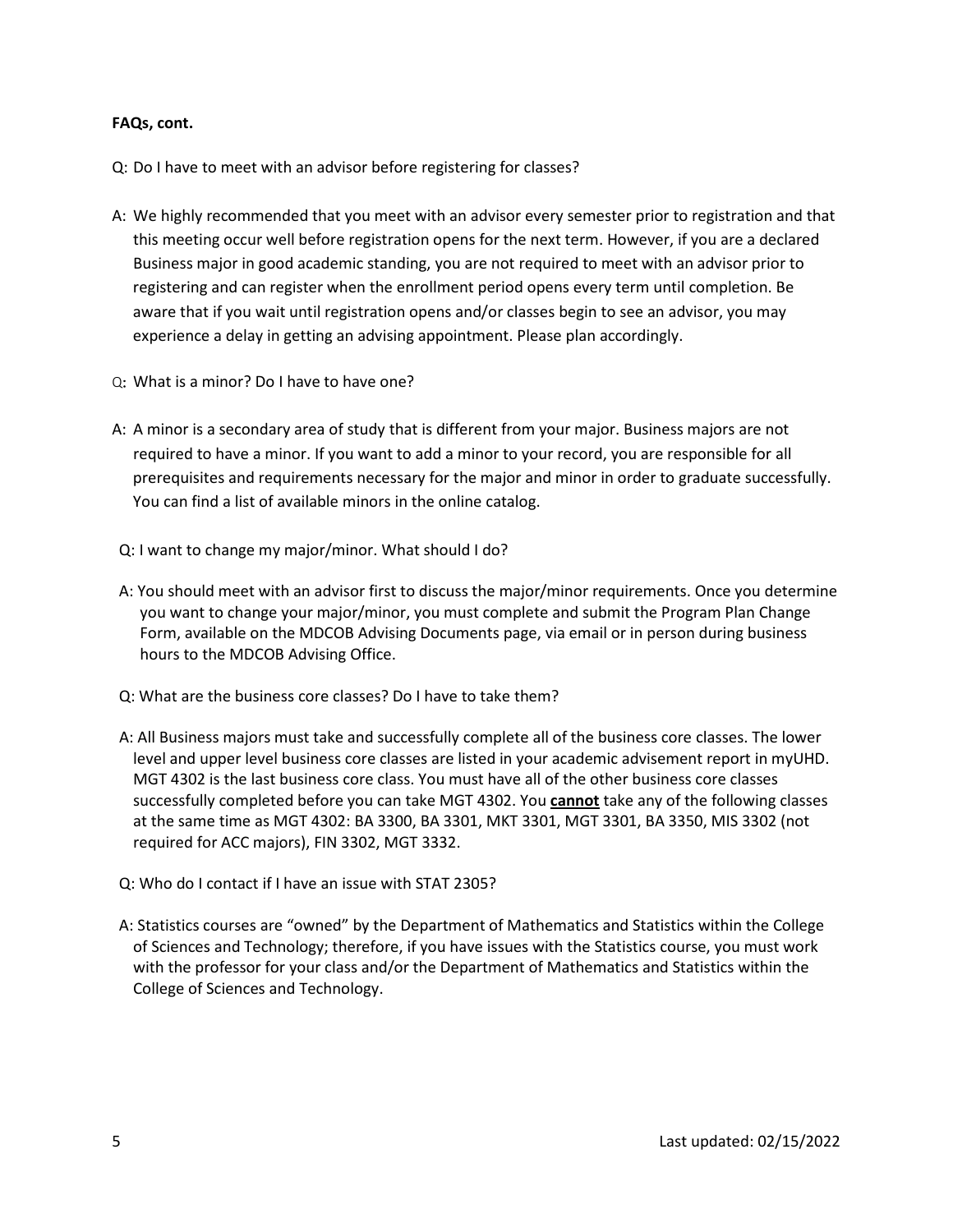**FAQs, cont.**

Q: Do I have to meet with an advisor before registering for classes?

A: We highly recommended that you meet with an advisor every semester prior to registration and that this meeting occur well before registration opens for the next term. However, if you are a declared Business major in good academic standing, you are not required to meet with an advisor prior to registering and can register when the enrollment period opens every term until completion. Be aware that if you wait until registration opens and/or classes begin to see an advisor, you may experience a delay in getting an advising appointment. Please plan accordingly.

Q: What is a minor? Do I have to have one?

A: A minor is a secondary area of study that is different from your major. Business majors are not required to have a minor. If you want to add a minor to your record, you are responsible for all prerequisites and requirements necessary for the major and minor in order to graduate successfully. You can find a list of available minors in the online catalog.

Q: I want to change my major/minor. What should I do?

A: You should meet with an advisor first to discuss the major/minor requirements. Once you determine you want to change your major/minor, you must complete and submit the Program Plan Change Form, available on the MDCOB Advising Documents page, via email or in person during business hours to the MDCOB Advising Office.

Q: What are the business core classes? Do I have to take them?

A: All Business majors must take and successfully complete all of the business core classes. The lower level and upper level business core classes are listed in your academic advisement report in myUHD. MGT 4302 is the last business core class. You must have all of the other business core classes successfully completed before you can take MGT 4302. You **cannot** take any of the following classes at the same time as MGT 4302: BA 3300, BA 3301, MKT 3301, MGT 3301, BA 3350, MIS 3302 (not required for ACC majors), FIN 3302, MGT 3332.

Q: Who do I contact if I have an issue with STAT 2305?

A: Statistics courses are "owned" by the Department of Mathematics and Statistics within the College of Sciences and Technology; therefore, if you have issues with the Statistics course, you must work with the professor for your class and/or the Department of Mathematics and Statistics within the College of Sciences and Technology.

Last updated: 02/15/2022